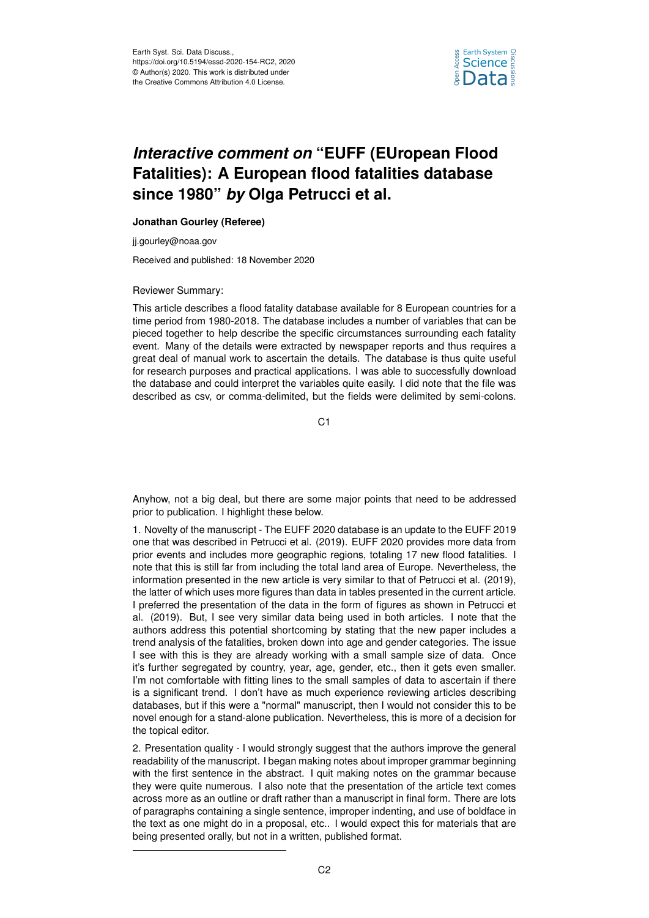# *Interactive comment on* "EUFF (EUropean Flood Fatalities): A European flood fatalities database since 1980" *by* Olga Petrucci et al.

**Jonathan Gourley (Referee)**

jj.gourley@noaa.gov

Received and published: 18 November 2020

Reviewer Summary:

This article describes a flood fatality database available for 8 European countries for a time period from 1980-2018. The database includes a number of variables that can be pieced together to help describe the specific circumstances surrounding each fatality event. Many of the details were extracted by newspaper reports and thus requires a great deal of manual work to ascertain the details. The database is thus quite useful for research purposes and practical applications. I was able to successfully download the database and could interpret the variables quite easily. I did note that the file was described as csv, or comma-delimited, but the fields were delimited by semi-colons. Anyhow, not a big deal, but there are some major points that need to be addressed prior to publication. I highlight these below.

1. Novelty of the manuscript - The EUFF 2020 database is an update to the EUFF 2019 one that was described in Petrucci et al. (2019). EUFF 2020 provides more data from prior events and includes more geographic regions, totaling 17 new flood fatalities. I note that this is still far from including the total land area of Europe. Nevertheless, the information presented in the new article is very similar to that of Petrucci et al. (2019), the latter of which uses more figures than data in tables presented in the current article. I preferred the presentation of the data in the form of figures as shown in Petrucci et al. (2019). But, I see very similar data being used in both articles. I note that the authors address this potential shortcoming by stating that the new paper includes a trend analysis of the fatalities, broken down into age and gender categories. The issue I see with this is they are already working with a small sample size of data. Once it's further segregated by country, year, age, gender, etc., then it gets even smaller. I'm not comfortable with fitting lines to the small samples of data to ascertain if there is a significant trend. I don't have as much experience reviewing articles describing databases, but if this were a "normal" manuscript, then I would not consider this to be novel enough for a stand-alone publication. Nevertheless, this is more of a decision for the topical editor.

2. Presentation quality - I would strongly suggest that the authors improve the general readability of the manuscript. I began making notes about improper grammar beginning with the first sentence in the abstract. I quit making notes on the grammar because they were quite numerous. I also note that the presentation of the article text comes across more as an outline or draft rather than a manuscript in final form. There are lots of paragraphs containing a single sentence, improper indenting, and use of boldface in the text as one might do in a proposal, etc.. I would expect this for materials that are being presented orally, but not in a written, published format.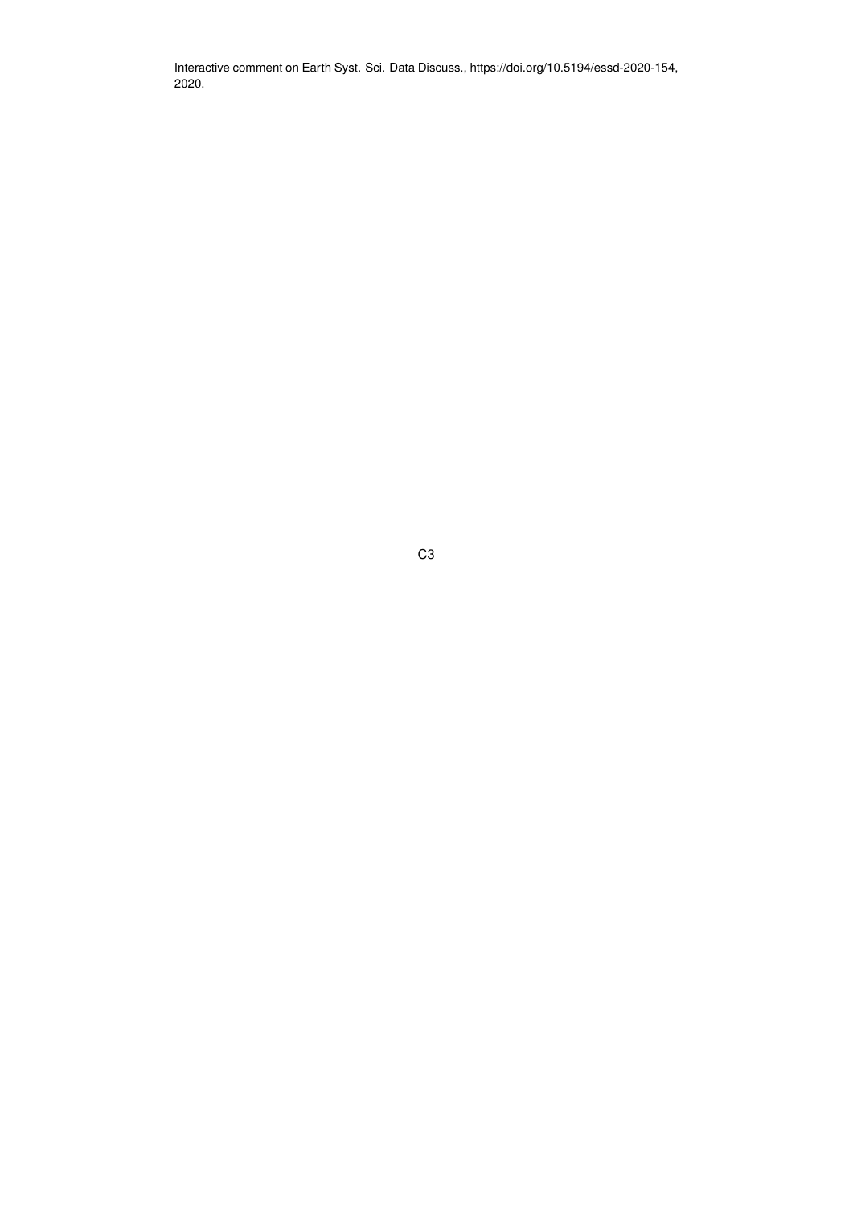Interactive comment on Earth Syst. Sci. Data Discuss., https://doi.org/10.5194/essd-2020-154, 2020.